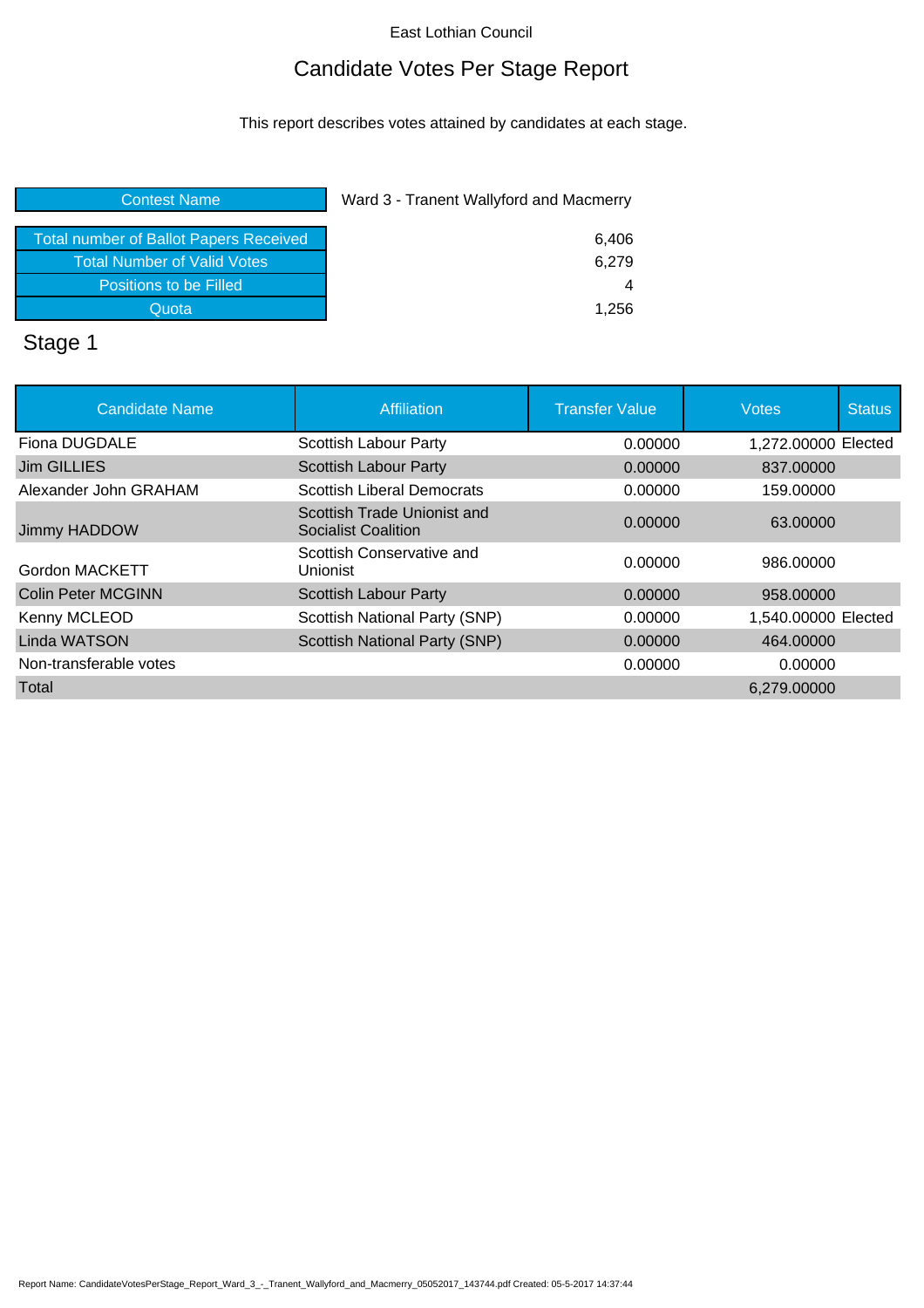East Lothian Council

# Candidate Votes Per Stage Report

This report describes votes attained by candidates at each stage.

| Contest Name | Ward 3 - Tranent Wallyford and Macmerry |
|---|---|
| Total number of Ballot Papers Received | 6,406 |
| Total Number of Valid Votes | 6,279 |
| Positions to be Filled | 4 |
| Quota | 1,256 |

## Stage 1

| Candidate Name | Affiliation | Transfer Value | Votes | Status |
|---|---|---|---|---|
| Fiona DUGDALE | Scottish Labour Party | 0.00000 | 1,272.00000 | Elected |
| Jim GILLIES | Scottish Labour Party | 0.00000 | 837.00000 | |
| Alexander John GRAHAM | Scottish Liberal Democrats | 0.00000 | 159.00000 | |
| Jimmy HADDOW | Scottish Trade Unionist and Socialist Coalition | 0.00000 | 63.00000 | |
| Gordon MACKETT | Scottish Conservative and Unionist | 0.00000 | 986.00000 | |
| Colin Peter MCGINN | Scottish Labour Party | 0.00000 | 958.00000 | |
| Kenny MCLEOD | Scottish National Party (SNP) | 0.00000 | 1,540.00000 | Elected |
| Linda WATSON | Scottish National Party (SNP) | 0.00000 | 464.00000 | |
| Non-transferable votes | | 0.00000 | 0.00000 | |
| Total | | | 6,279.00000 | |

Report Name: CandidateVotesPerStage_Report_Ward_3_-_Tranent_Wallyford_and_Macmerry_05052017_143744.pdf Created: 05-5-2017 14:37:44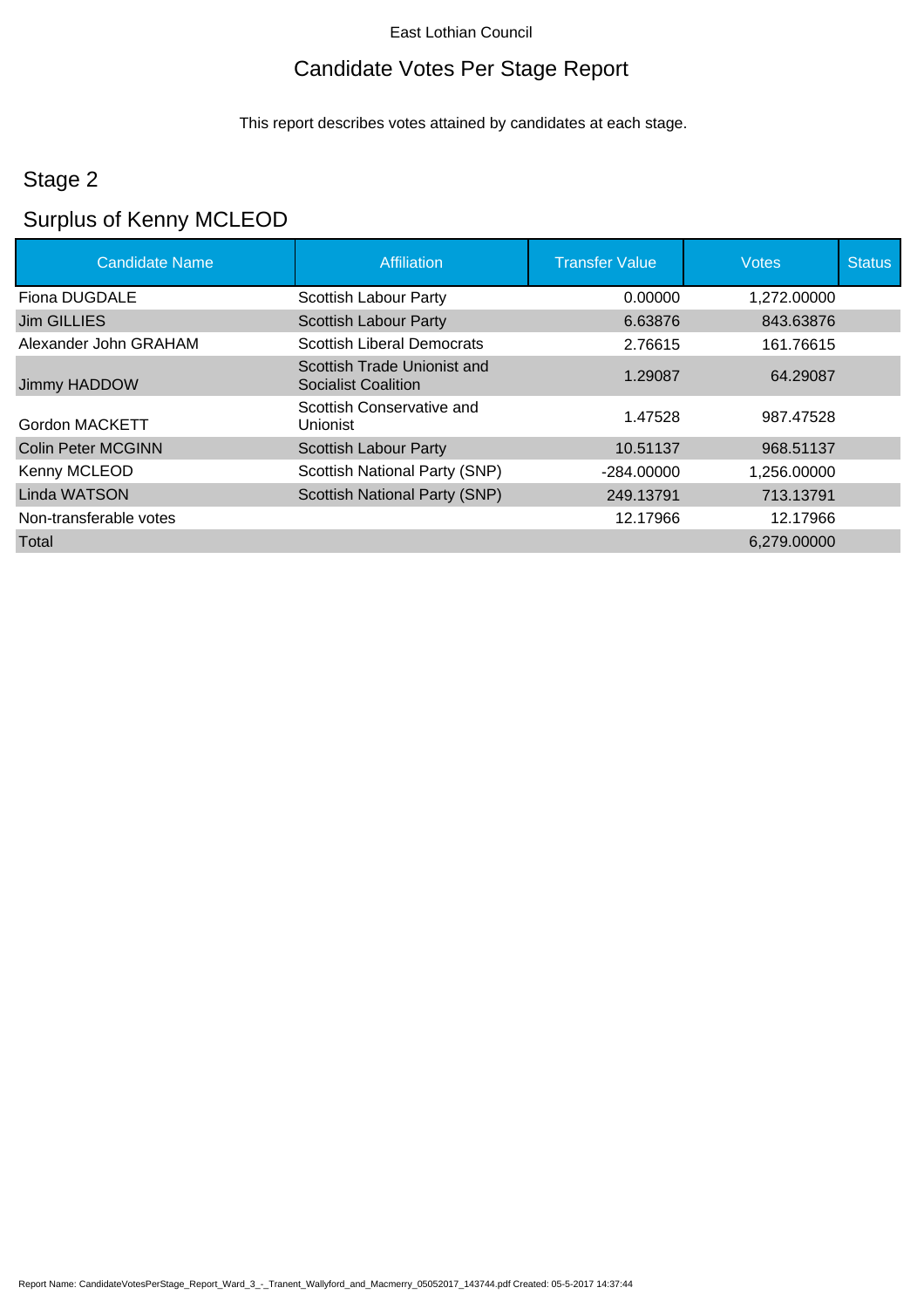East Lothian Council

# Candidate Votes Per Stage Report

This report describes votes attained by candidates at each stage.

## Stage 2

## Surplus of Kenny MCLEOD

| Candidate Name | Affiliation | Transfer Value | Votes | Status |
|---|---|---|---|---|
| Fiona DUGDALE | Scottish Labour Party | 0.00000 | 1,272.00000 | |
| Jim GILLIES | Scottish Labour Party | 6.63876 | 843.63876 | |
| Alexander John GRAHAM | Scottish Liberal Democrats | 2.76615 | 161.76615 | |
| Jimmy HADDOW | Scottish Trade Unionist and Socialist Coalition | 1.29087 | 64.29087 | |
| Gordon MACKETT | Scottish Conservative and Unionist | 1.47528 | 987.47528 | |
| Colin Peter MCGINN | Scottish Labour Party | 10.51137 | 968.51137 | |
| Kenny MCLEOD | Scottish National Party (SNP) | -284.00000 | 1,256.00000 | |
| Linda WATSON | Scottish National Party (SNP) | 249.13791 | 713.13791 | |
| Non-transferable votes | | 12.17966 | 12.17966 | |
| Total | | | 6,279.00000 | |

Report Name: CandidateVotesPerStage_Report_Ward_3_-_Tranent_Wallyford_and_Macmerry_05052017_143744.pdf Created: 05-5-2017 14:37:44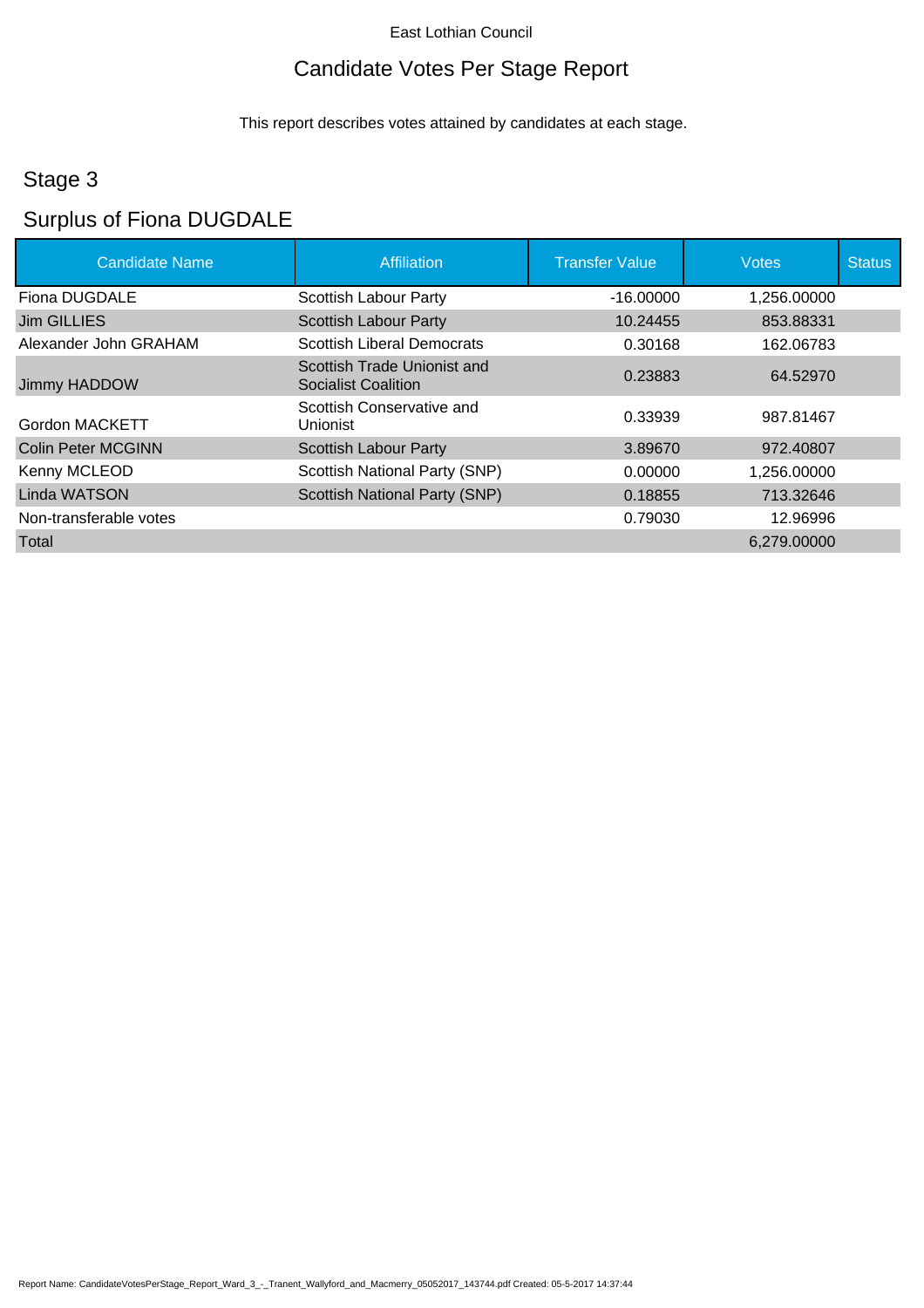East Lothian Council

# Candidate Votes Per Stage Report

This report describes votes attained by candidates at each stage.

## Stage 3

## Surplus of Fiona DUGDALE

| Candidate Name | Affiliation | Transfer Value | Votes | Status |
|---|---|---|---|---|
| Fiona DUGDALE | Scottish Labour Party | -16.00000 | 1,256.00000 | |
| Jim GILLIES | Scottish Labour Party | 10.24455 | 853.88331 | |
| Alexander John GRAHAM | Scottish Liberal Democrats | 0.30168 | 162.06783 | |
| Jimmy HADDOW | Scottish Trade Unionist and Socialist Coalition | 0.23883 | 64.52970 | |
| Gordon MACKETT | Scottish Conservative and Unionist | 0.33939 | 987.81467 | |
| Colin Peter MCGINN | Scottish Labour Party | 3.89670 | 972.40807 | |
| Kenny MCLEOD | Scottish National Party (SNP) | 0.00000 | 1,256.00000 | |
| Linda WATSON | Scottish National Party (SNP) | 0.18855 | 713.32646 | |
| Non-transferable votes | | 0.79030 | 12.96996 | |
| Total | | | 6,279.00000 | |

Report Name: CandidateVotesPerStage_Report_Ward_3_-_Tranent_Wallyford_and_Macmerry_05052017_143744.pdf Created: 05-5-2017 14:37:44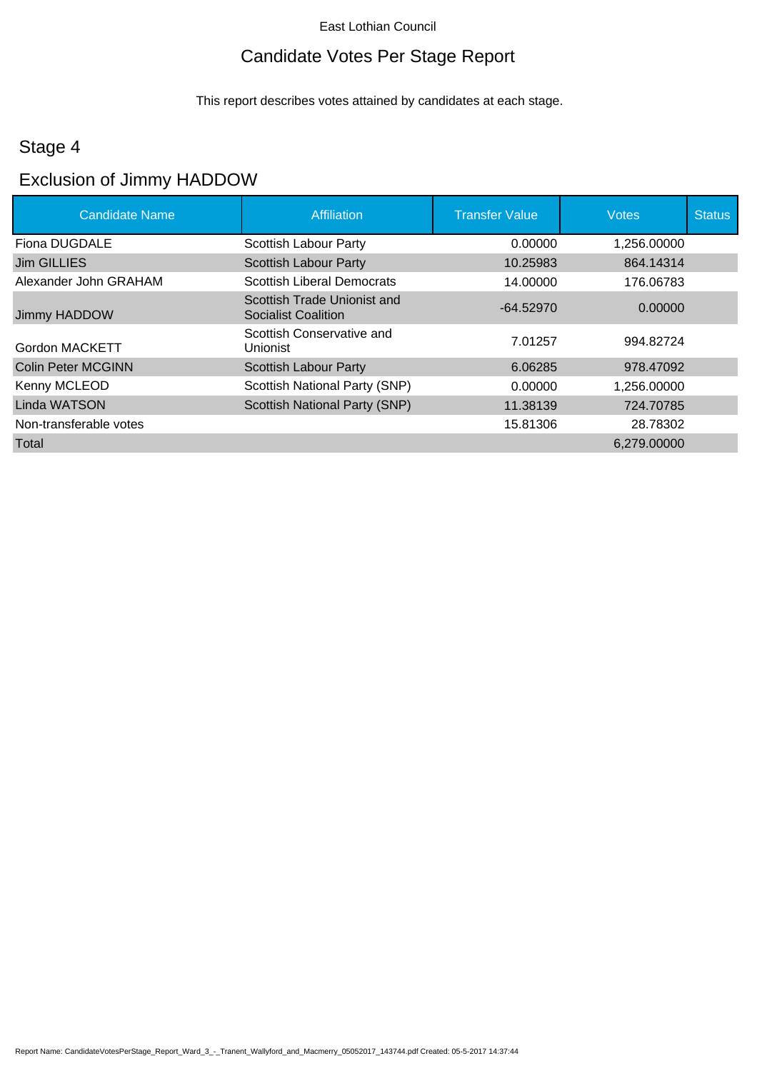East Lothian Council

# Candidate Votes Per Stage Report

This report describes votes attained by candidates at each stage.

## Stage 4

## Exclusion of Jimmy HADDOW

| Candidate Name | Affiliation | Transfer Value | Votes | Status |
|---|---|---|---|---|
| Fiona DUGDALE | Scottish Labour Party | 0.00000 | 1,256.00000 | |
| Jim GILLIES | Scottish Labour Party | 10.25983 | 864.14314 | |
| Alexander John GRAHAM | Scottish Liberal Democrats | 14.00000 | 176.06783 | |
| Jimmy HADDOW | Scottish Trade Unionist and Socialist Coalition | -64.52970 | 0.00000 | |
| Gordon MACKETT | Scottish Conservative and Unionist | 7.01257 | 994.82724 | |
| Colin Peter MCGINN | Scottish Labour Party | 6.06285 | 978.47092 | |
| Kenny MCLEOD | Scottish National Party (SNP) | 0.00000 | 1,256.00000 | |
| Linda WATSON | Scottish National Party (SNP) | 11.38139 | 724.70785 | |
| Non-transferable votes | | 15.81306 | 28.78302 | |
| Total | | | 6,279.00000 | |

Report Name: CandidateVotesPerStage_Report_Ward_3_-_Tranent_Wallyford_and_Macmerry_05052017_143744.pdf Created: 05-5-2017 14:37:44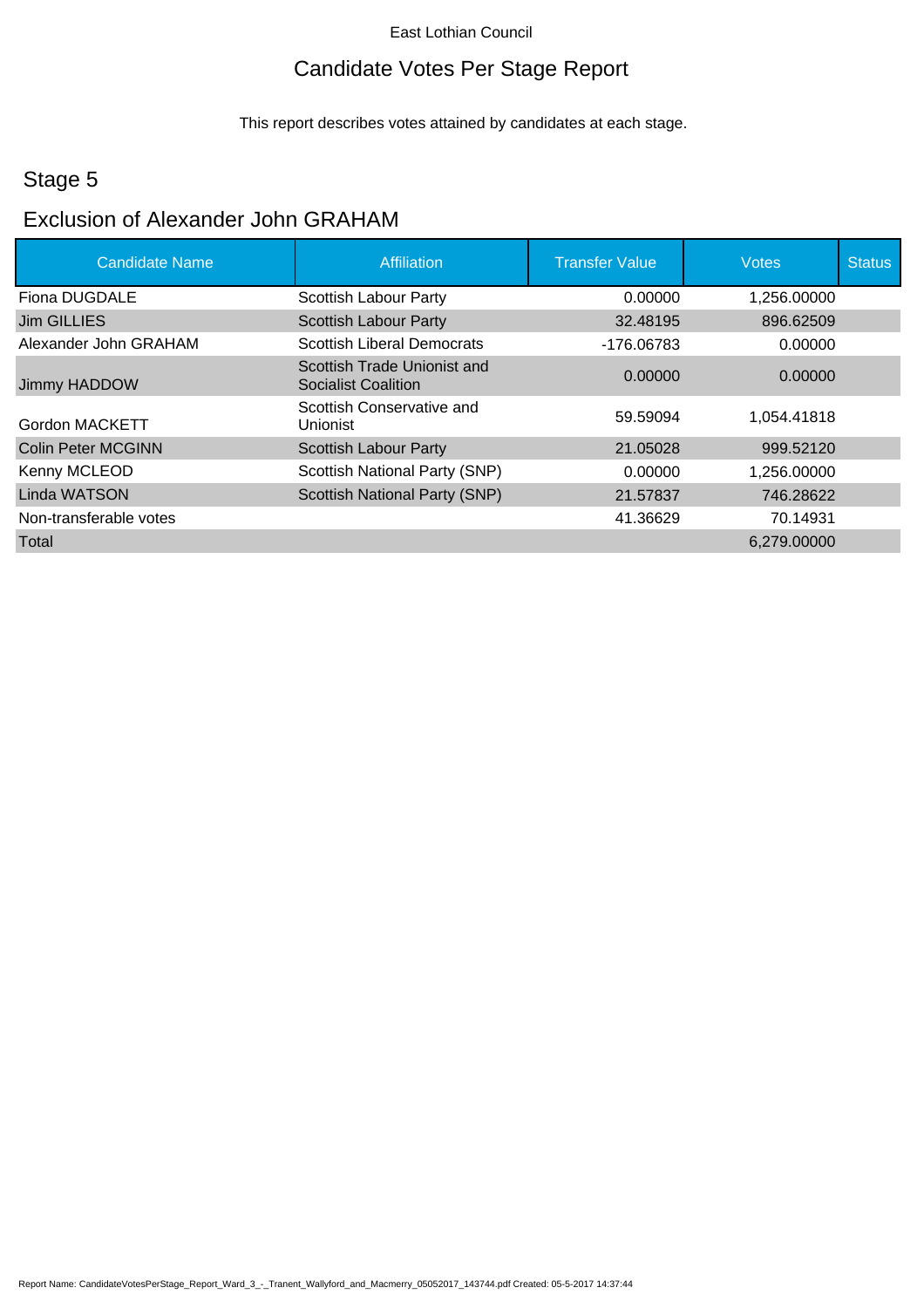East Lothian Council

# Candidate Votes Per Stage Report

This report describes votes attained by candidates at each stage.

## Stage 5

## Exclusion of Alexander John GRAHAM

| Candidate Name | Affiliation | Transfer Value | Votes | Status |
|---|---|---|---|---|
| Fiona DUGDALE | Scottish Labour Party | 0.00000 | 1,256.00000 | |
| Jim GILLIES | Scottish Labour Party | 32.48195 | 896.62509 | |
| Alexander John GRAHAM | Scottish Liberal Democrats | -176.06783 | 0.00000 | |
| Jimmy HADDOW | Scottish Trade Unionist and Socialist Coalition | 0.00000 | 0.00000 | |
| Gordon MACKETT | Scottish Conservative and Unionist | 59.59094 | 1,054.41818 | |
| Colin Peter MCGINN | Scottish Labour Party | 21.05028 | 999.52120 | |
| Kenny MCLEOD | Scottish National Party (SNP) | 0.00000 | 1,256.00000 | |
| Linda WATSON | Scottish National Party (SNP) | 21.57837 | 746.28622 | |
| Non-transferable votes | | 41.36629 | 70.14931 | |
| Total | | | 6,279.00000 | |

Report Name: CandidateVotesPerStage_Report_Ward_3_-_Tranent_Wallyford_and_Macmerry_05052017_143744.pdf Created: 05-5-2017 14:37:44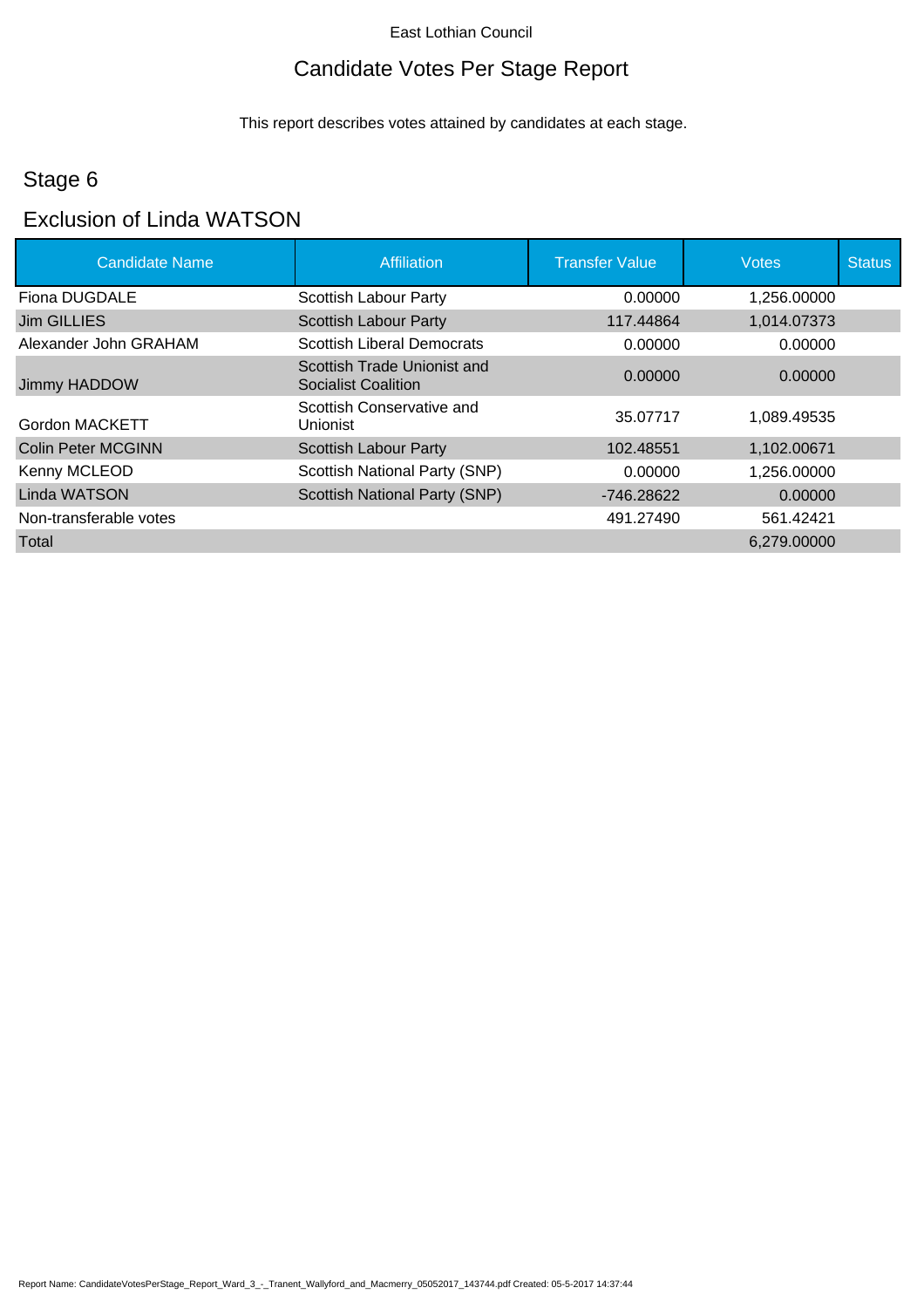East Lothian Council

# Candidate Votes Per Stage Report

This report describes votes attained by candidates at each stage.

## Stage 6

## Exclusion of Linda WATSON

| Candidate Name | Affiliation | Transfer Value | Votes | Status |
|---|---|---|---|---|
| Fiona DUGDALE | Scottish Labour Party | 0.00000 | 1,256.00000 | |
| Jim GILLIES | Scottish Labour Party | 117.44864 | 1,014.07373 | |
| Alexander John GRAHAM | Scottish Liberal Democrats | 0.00000 | 0.00000 | |
| Jimmy HADDOW | Scottish Trade Unionist and Socialist Coalition | 0.00000 | 0.00000 | |
| Gordon MACKETT | Scottish Conservative and Unionist | 35.07717 | 1,089.49535 | |
| Colin Peter MCGINN | Scottish Labour Party | 102.48551 | 1,102.00671 | |
| Kenny MCLEOD | Scottish National Party (SNP) | 0.00000 | 1,256.00000 | |
| Linda WATSON | Scottish National Party (SNP) | -746.28622 | 0.00000 | |
| Non-transferable votes | | 491.27490 | 561.42421 | |
| Total | | | 6,279.00000 | |

Report Name: CandidateVotesPerStage_Report_Ward_3_-_Tranent_Wallyford_and_Macmerry_05052017_143744.pdf Created: 05-5-2017 14:37:44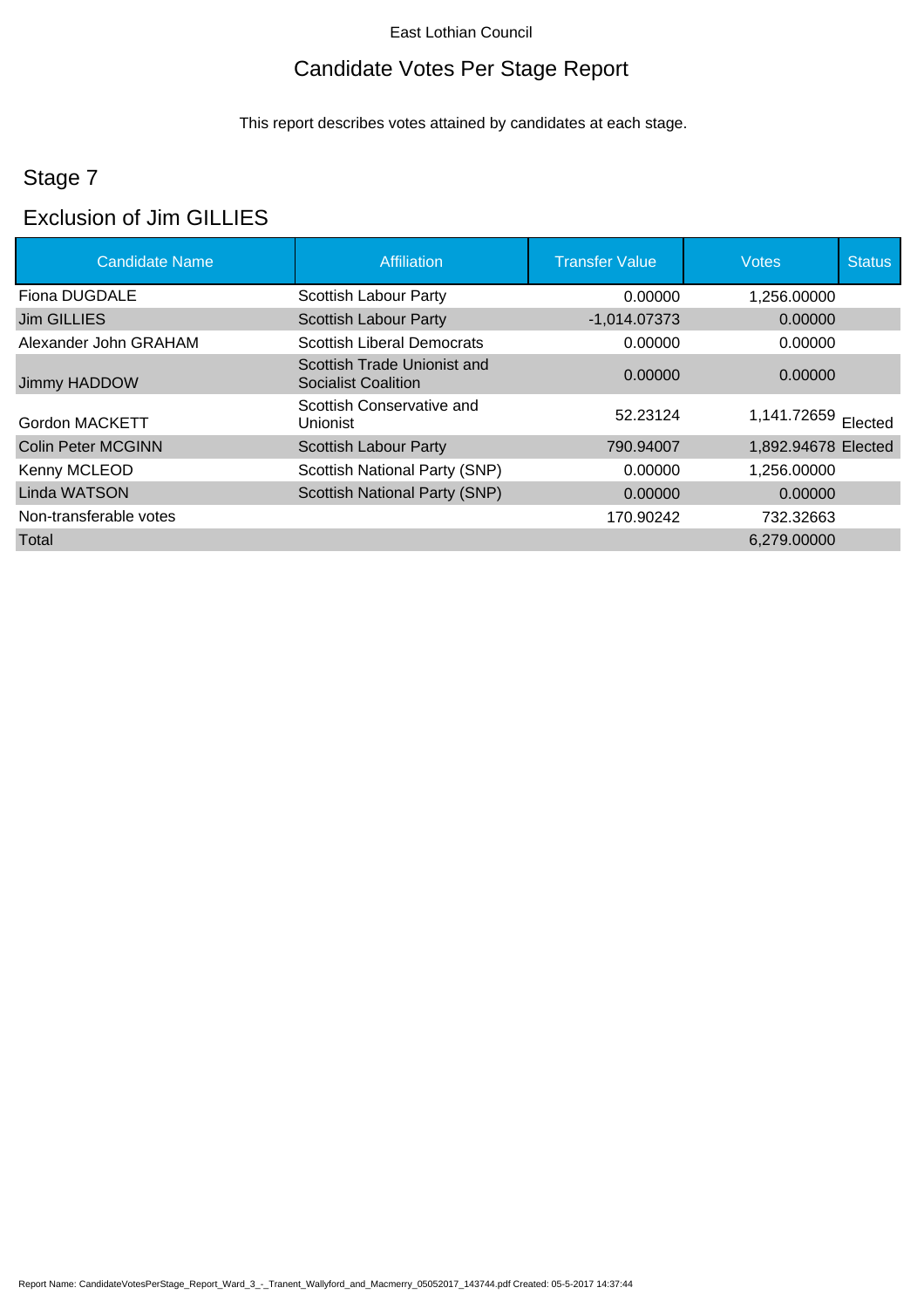East Lothian Council

# Candidate Votes Per Stage Report

This report describes votes attained by candidates at each stage.

## Stage 7

## Exclusion of Jim GILLIES

| Candidate Name | Affiliation | Transfer Value | Votes | Status |
|---|---|---|---|---|
| Fiona DUGDALE | Scottish Labour Party | 0.00000 | 1,256.00000 | |
| Jim GILLIES | Scottish Labour Party | -1,014.07373 | 0.00000 | |
| Alexander John GRAHAM | Scottish Liberal Democrats | 0.00000 | 0.00000 | |
| Jimmy HADDOW | Scottish Trade Unionist and Socialist Coalition | 0.00000 | 0.00000 | |
| Gordon MACKETT | Scottish Conservative and Unionist | 52.23124 | 1,141.72659 | Elected |
| Colin Peter MCGINN | Scottish Labour Party | 790.94007 | 1,892.94678 | Elected |
| Kenny MCLEOD | Scottish National Party (SNP) | 0.00000 | 1,256.00000 | |
| Linda WATSON | Scottish National Party (SNP) | 0.00000 | 0.00000 | |
| Non-transferable votes | | 170.90242 | 732.32663 | |
| Total | | | 6,279.00000 | |

Report Name: CandidateVotesPerStage_Report_Ward_3_-_Tranent_Wallyford_and_Macmerry_05052017_143744.pdf Created: 05-5-2017 14:37:44